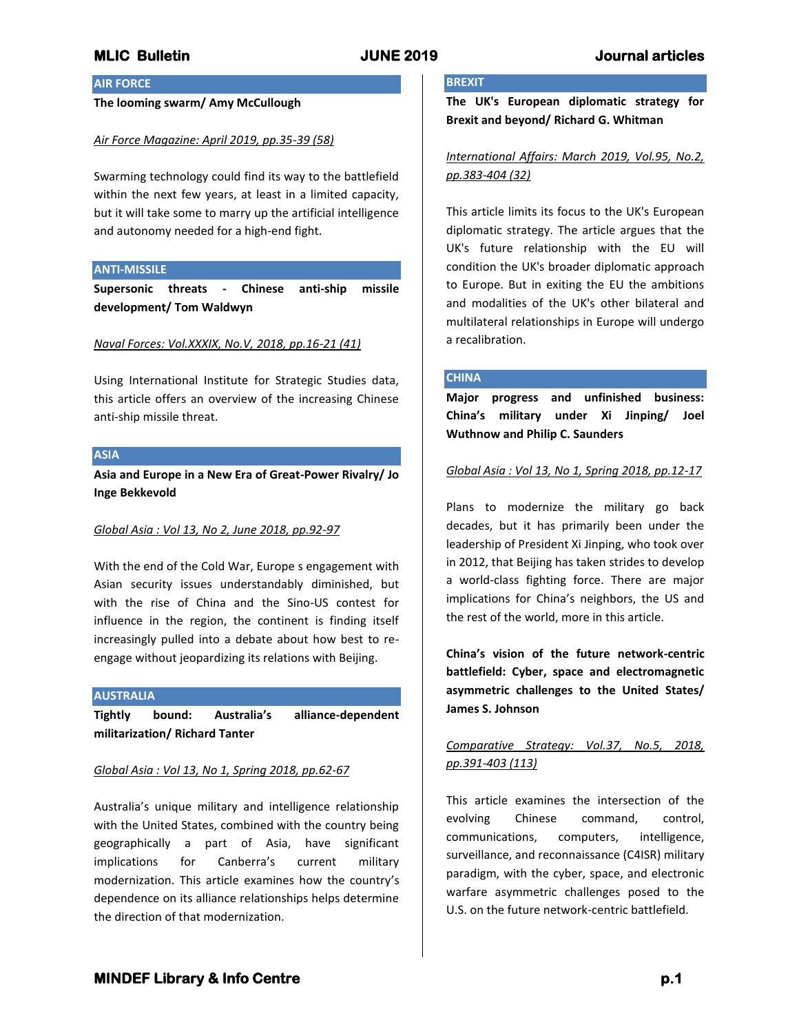## AIR FORCE

**The looming swarm/ Amy McCullough**

*Air Force Magazine: April 2019, pp.35-39 (58)*

Swarming technology could find its way to the battlefield within the next few years, at least in a limited capacity, but it will take some to marry up the artificial intelligence and autonomy needed for a high-end fight.

## ANTI-MISSILE

**Supersonic threats - Chinese anti-ship missile development/ Tom Waldwyn**

*Naval Forces: Vol.XXXIX, No.V, 2018, pp.16-21 (41)*

Using International Institute for Strategic Studies data, this article offers an overview of the increasing Chinese anti-ship missile threat.

## ASIA

**Asia and Europe in a New Era of Great-Power Rivalry/ Jo Inge Bekkevold**

*Global Asia : Vol 13, No 2, June 2018, pp.92-97*

With the end of the Cold War, Europe s engagement with Asian security issues understandably diminished, but with the rise of China and the Sino-US contest for influence in the region, the continent is finding itself increasingly pulled into a debate about how best to re-engage without jeopardizing its relations with Beijing.

## AUSTRALIA

**Tightly bound: Australia's alliance-dependent militarization/ Richard Tanter**

*Global Asia : Vol 13, No 1, Spring 2018, pp.62-67*

Australia's unique military and intelligence relationship with the United States, combined with the country being geographically a part of Asia, have significant implications for Canberra's current military modernization. This article examines how the country's dependence on its alliance relationships helps determine the direction of that modernization.

## BREXIT

**The UK's European diplomatic strategy for Brexit and beyond/ Richard G. Whitman**

*International Affairs: March 2019, Vol.95, No.2, pp.383-404 (32)*

This article limits its focus to the UK's European diplomatic strategy. The article argues that the UK's future relationship with the EU will condition the UK's broader diplomatic approach to Europe. But in exiting the EU the ambitions and modalities of the UK's other bilateral and multilateral relationships in Europe will undergo a recalibration.

## CHINA

**Major progress and unfinished business: China's military under Xi Jinping/ Joel Wuthnow and Philip C. Saunders**

*Global Asia : Vol 13, No 1, Spring 2018, pp.12-17*

Plans to modernize the military go back decades, but it has primarily been under the leadership of President Xi Jinping, who took over in 2012, that Beijing has taken strides to develop a world-class fighting force. There are major implications for China's neighbors, the US and the rest of the world, more in this article.

**China's vision of the future network-centric battlefield: Cyber, space and electromagnetic asymmetric challenges to the United States/ James S. Johnson**

*Comparative Strategy: Vol.37, No.5, 2018, pp.391-403 (113)*

This article examines the intersection of the evolving Chinese command, control, communications, computers, intelligence, surveillance, and reconnaissance (C4ISR) military paradigm, with the cyber, space, and electronic warfare asymmetric challenges posed to the U.S. on the future network-centric battlefield.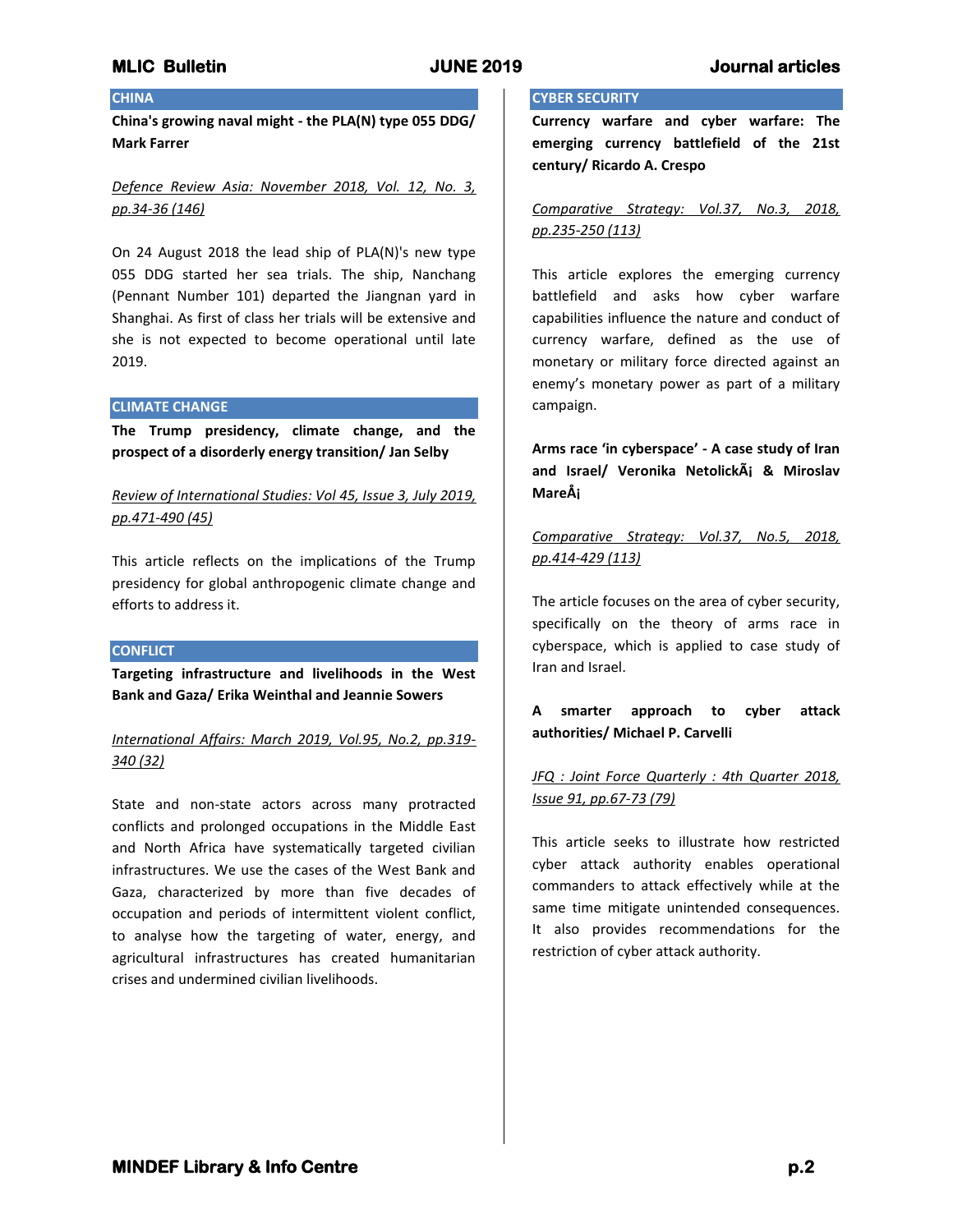## CHINA

**China's growing naval might - the PLA(N) type 055 DDG/ Mark Farrer**

*Defence Review Asia: November 2018, Vol. 12, No. 3, pp.34-36 (146)*

On 24 August 2018 the lead ship of PLA(N)'s new type 055 DDG started her sea trials. The ship, Nanchang (Pennant Number 101) departed the Jiangnan yard in Shanghai. As first of class her trials will be extensive and she is not expected to become operational until late 2019.

## CLIMATE CHANGE

**The Trump presidency, climate change, and the prospect of a disorderly energy transition/ Jan Selby**

*Review of International Studies: Vol 45, Issue 3, July 2019, pp.471-490 (45)*

This article reflects on the implications of the Trump presidency for global anthropogenic climate change and efforts to address it.

## CONFLICT

**Targeting infrastructure and livelihoods in the West Bank and Gaza/ Erika Weinthal and Jeannie Sowers**

*International Affairs: March 2019, Vol.95, No.2, pp.319-340 (32)*

State and non-state actors across many protracted conflicts and prolonged occupations in the Middle East and North Africa have systematically targeted civilian infrastructures. We use the cases of the West Bank and Gaza, characterized by more than five decades of occupation and periods of intermittent violent conflict, to analyse how the targeting of water, energy, and agricultural infrastructures has created humanitarian crises and undermined civilian livelihoods.

## CYBER SECURITY

**Currency warfare and cyber warfare: The emerging currency battlefield of the 21st century/ Ricardo A. Crespo**

*Comparative Strategy: Vol.37, No.3, 2018, pp.235-250 (113)*

This article explores the emerging currency battlefield and asks how cyber warfare capabilities influence the nature and conduct of currency warfare, defined as the use of monetary or military force directed against an enemy's monetary power as part of a military campaign.

**Arms race 'in cyberspace' - A case study of Iran and Israel/ Veronika NetolickÃ¡ & Miroslav MareÅ¡**

*Comparative Strategy: Vol.37, No.5, 2018, pp.414-429 (113)*

The article focuses on the area of cyber security, specifically on the theory of arms race in cyberspace, which is applied to case study of Iran and Israel.

**A smarter approach to cyber attack authorities/ Michael P. Carvelli**

*JFQ : Joint Force Quarterly : 4th Quarter 2018, Issue 91, pp.67-73 (79)*

This article seeks to illustrate how restricted cyber attack authority enables operational commanders to attack effectively while at the same time mitigate unintended consequences. It also provides recommendations for the restriction of cyber attack authority.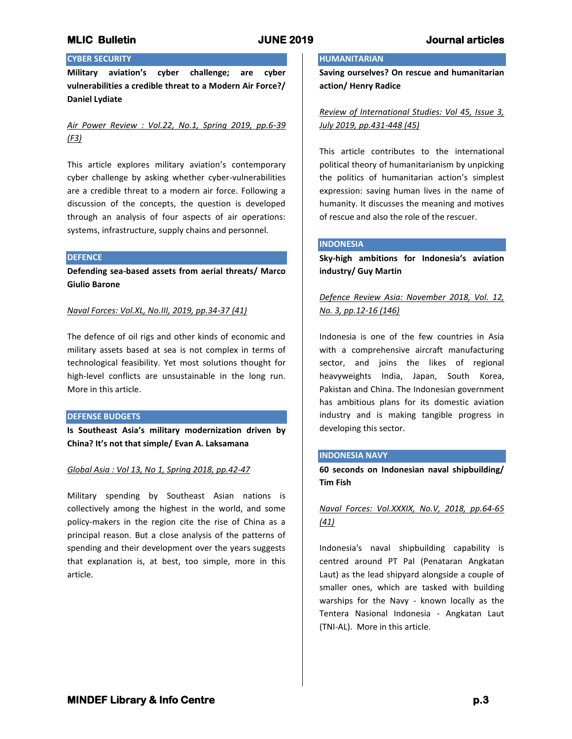## CYBER SECURITY

**Military aviation's cyber challenge; are cyber vulnerabilities a credible threat to a Modern Air Force?/ Daniel Lydiate**

*Air Power Review : Vol.22, No.1, Spring 2019, pp.6-39 (F3)*

This article explores military aviation's contemporary cyber challenge by asking whether cyber-vulnerabilities are a credible threat to a modern air force. Following a discussion of the concepts, the question is developed through an analysis of four aspects of air operations: systems, infrastructure, supply chains and personnel.

## DEFENCE

**Defending sea-based assets from aerial threats/ Marco Giulio Barone**

*Naval Forces: Vol.XL, No.III, 2019, pp.34-37 (41)*

The defence of oil rigs and other kinds of economic and military assets based at sea is not complex in terms of technological feasibility. Yet most solutions thought for high-level conflicts are unsustainable in the long run. More in this article.

## DEFENSE BUDGETS

**Is Southeast Asia's military modernization driven by China? It's not that simple/ Evan A. Laksamana**

*Global Asia : Vol 13, No 1, Spring 2018, pp.42-47*

Military spending by Southeast Asian nations is collectively among the highest in the world, and some policy-makers in the region cite the rise of China as a principal reason. But a close analysis of the patterns of spending and their development over the years suggests that explanation is, at best, too simple, more in this article.

## HUMANITARIAN

**Saving ourselves? On rescue and humanitarian action/ Henry Radice**

*Review of International Studies: Vol 45, Issue 3, July 2019, pp.431-448 (45)*

This article contributes to the international political theory of humanitarianism by unpicking the politics of humanitarian action's simplest expression: saving human lives in the name of humanity. It discusses the meaning and motives of rescue and also the role of the rescuer.

## INDONESIA

**Sky-high ambitions for Indonesia's aviation industry/ Guy Martin**

*Defence Review Asia: November 2018, Vol. 12, No. 3, pp.12-16 (146)*

Indonesia is one of the few countries in Asia with a comprehensive aircraft manufacturing sector, and joins the likes of regional heavyweights India, Japan, South Korea, Pakistan and China. The Indonesian government has ambitious plans for its domestic aviation industry and is making tangible progress in developing this sector.

## INDONESIA NAVY

**60 seconds on Indonesian naval shipbuilding/ Tim Fish**

*Naval Forces: Vol.XXXIX, No.V, 2018, pp.64-65 (41)*

Indonesia's naval shipbuilding capability is centred around PT Pal (Penataran Angkatan Laut) as the lead shipyard alongside a couple of smaller ones, which are tasked with building warships for the Navy - known locally as the Tentera Nasional Indonesia - Angkatan Laut (TNI-AL). More in this article.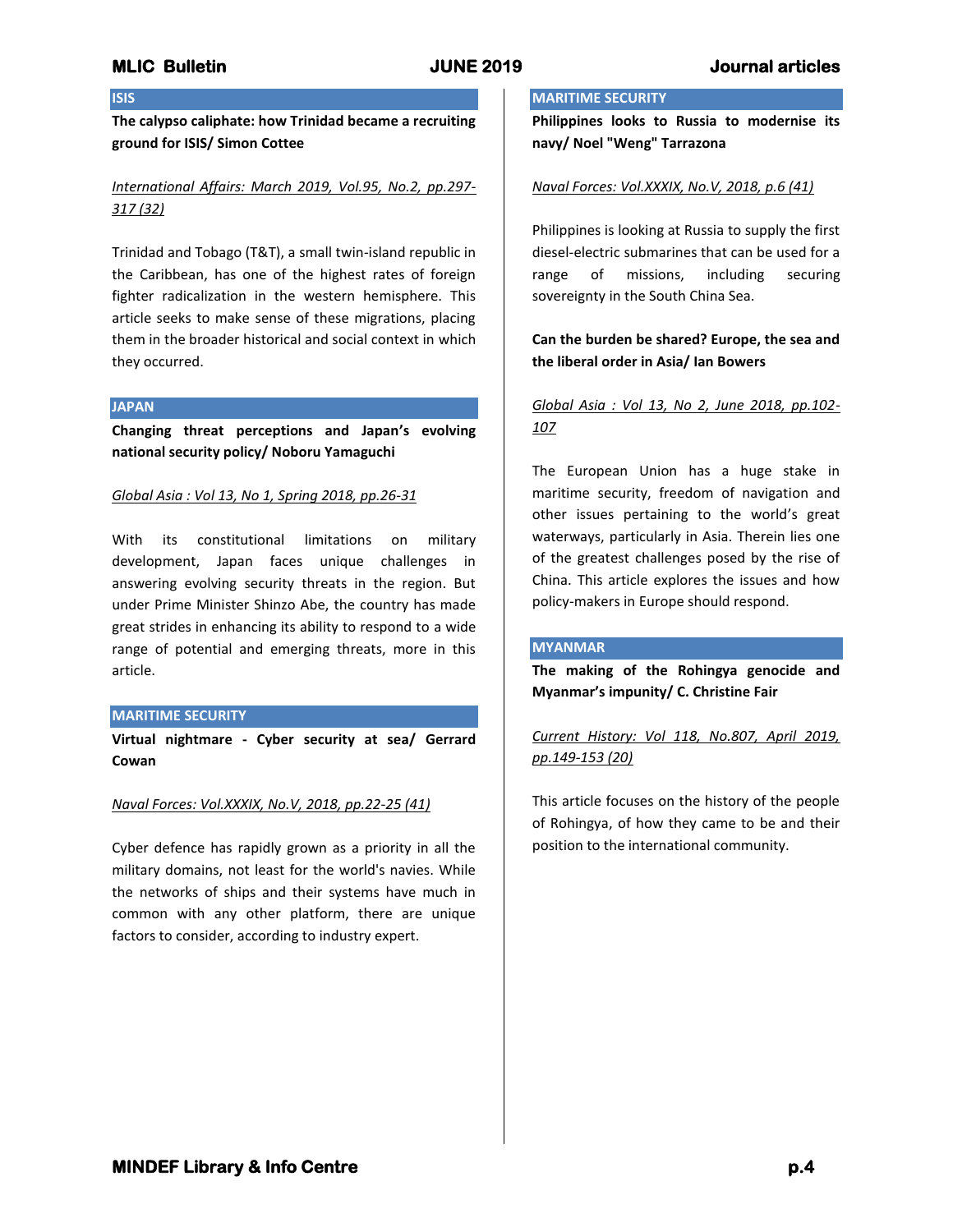## ISIS

**The calypso caliphate: how Trinidad became a recruiting ground for ISIS/ Simon Cottee**

*International Affairs: March 2019, Vol.95, No.2, pp.297-317 (32)*

Trinidad and Tobago (T&T), a small twin-island republic in the Caribbean, has one of the highest rates of foreign fighter radicalization in the western hemisphere. This article seeks to make sense of these migrations, placing them in the broader historical and social context in which they occurred.

## JAPAN

**Changing threat perceptions and Japan's evolving national security policy/ Noboru Yamaguchi**

*Global Asia : Vol 13, No 1, Spring 2018, pp.26-31*

With its constitutional limitations on military development, Japan faces unique challenges in answering evolving security threats in the region. But under Prime Minister Shinzo Abe, the country has made great strides in enhancing its ability to respond to a wide range of potential and emerging threats, more in this article.

## MARITIME SECURITY

**Virtual nightmare - Cyber security at sea/ Gerrard Cowan**

*Naval Forces: Vol.XXXIX, No.V, 2018, pp.22-25 (41)*

Cyber defence has rapidly grown as a priority in all the military domains, not least for the world's navies. While the networks of ships and their systems have much in common with any other platform, there are unique factors to consider, according to industry expert.

## MARITIME SECURITY

**Philippines looks to Russia to modernise its navy/ Noel "Weng" Tarrazona**

*Naval Forces: Vol.XXXIX, No.V, 2018, p.6 (41)*

Philippines is looking at Russia to supply the first diesel-electric submarines that can be used for a range of missions, including securing sovereignty in the South China Sea.

**Can the burden be shared? Europe, the sea and the liberal order in Asia/ Ian Bowers**

*Global Asia : Vol 13, No 2, June 2018, pp.102-107*

The European Union has a huge stake in maritime security, freedom of navigation and other issues pertaining to the world's great waterways, particularly in Asia. Therein lies one of the greatest challenges posed by the rise of China. This article explores the issues and how policy-makers in Europe should respond.

## MYANMAR

**The making of the Rohingya genocide and Myanmar's impunity/ C. Christine Fair**

*Current History: Vol 118, No.807, April 2019, pp.149-153 (20)*

This article focuses on the history of the people of Rohingya, of how they came to be and their position to the international community.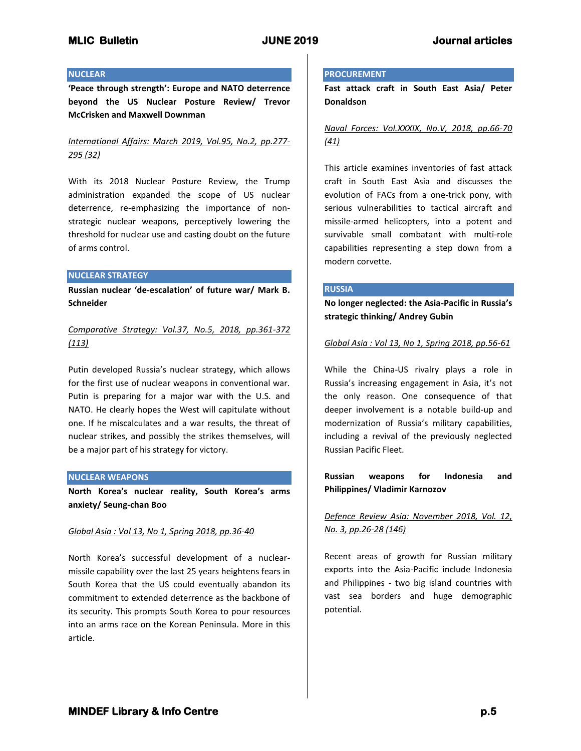## NUCLEAR

**'Peace through strength': Europe and NATO deterrence beyond the US Nuclear Posture Review/ Trevor McCrisken and Maxwell Downman**

*International Affairs: March 2019, Vol.95, No.2, pp.277-295 (32)*

With its 2018 Nuclear Posture Review, the Trump administration expanded the scope of US nuclear deterrence, re-emphasizing the importance of non-strategic nuclear weapons, perceptively lowering the threshold for nuclear use and casting doubt on the future of arms control.

## NUCLEAR STRATEGY

**Russian nuclear 'de-escalation' of future war/ Mark B. Schneider**

*Comparative Strategy: Vol.37, No.5, 2018, pp.361-372 (113)*

Putin developed Russia's nuclear strategy, which allows for the first use of nuclear weapons in conventional war. Putin is preparing for a major war with the U.S. and NATO. He clearly hopes the West will capitulate without one. If he miscalculates and a war results, the threat of nuclear strikes, and possibly the strikes themselves, will be a major part of his strategy for victory.

## NUCLEAR WEAPONS

**North Korea's nuclear reality, South Korea's arms anxiety/ Seung-chan Boo**

*Global Asia : Vol 13, No 1, Spring 2018, pp.36-40*

North Korea's successful development of a nuclear-missile capability over the last 25 years heightens fears in South Korea that the US could eventually abandon its commitment to extended deterrence as the backbone of its security. This prompts South Korea to pour resources into an arms race on the Korean Peninsula. More in this article.

## PROCUREMENT

**Fast attack craft in South East Asia/ Peter Donaldson**

*Naval Forces: Vol.XXXIX, No.V, 2018, pp.66-70 (41)*

This article examines inventories of fast attack craft in South East Asia and discusses the evolution of FACs from a one-trick pony, with serious vulnerabilities to tactical aircraft and missile-armed helicopters, into a potent and survivable small combatant with multi-role capabilities representing a step down from a modern corvette.

## RUSSIA

**No longer neglected: the Asia-Pacific in Russia's strategic thinking/ Andrey Gubin**

*Global Asia : Vol 13, No 1, Spring 2018, pp.56-61*

While the China-US rivalry plays a role in Russia's increasing engagement in Asia, it's not the only reason. One consequence of that deeper involvement is a notable build-up and modernization of Russia's military capabilities, including a revival of the previously neglected Russian Pacific Fleet.

**Russian weapons for Indonesia and Philippines/ Vladimir Karnozov**

*Defence Review Asia: November 2018, Vol. 12, No. 3, pp.26-28 (146)*

Recent areas of growth for Russian military exports into the Asia-Pacific include Indonesia and Philippines - two big island countries with vast sea borders and huge demographic potential.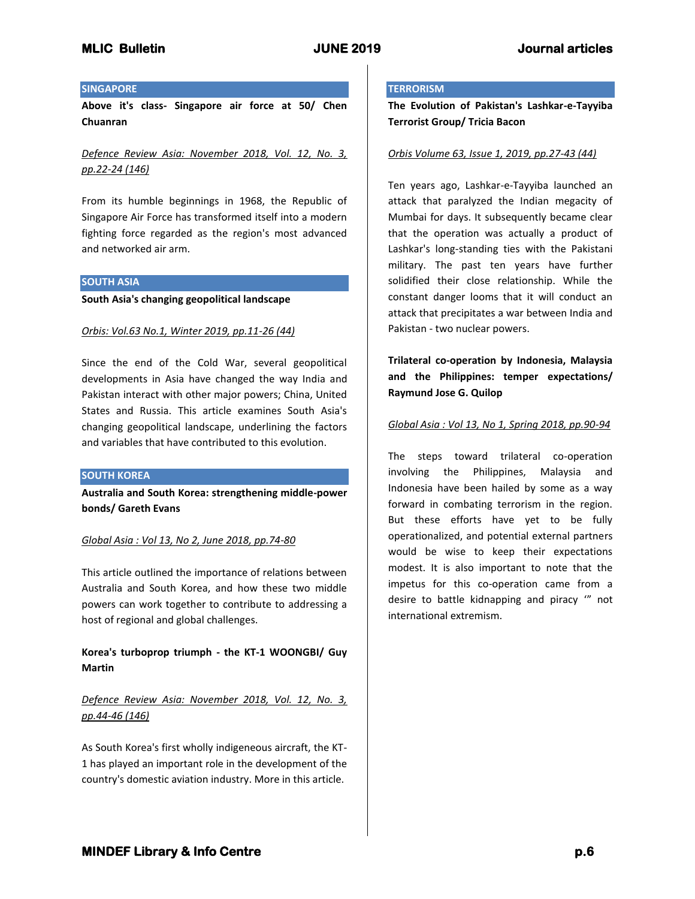## SINGAPORE

**Above it's class- Singapore air force at 50/ Chen Chuanran**

*Defence Review Asia: November 2018, Vol. 12, No. 3, pp.22-24 (146)*

From its humble beginnings in 1968, the Republic of Singapore Air Force has transformed itself into a modern fighting force regarded as the region's most advanced and networked air arm.

## SOUTH ASIA

**South Asia's changing geopolitical landscape**

*Orbis: Vol.63 No.1, Winter 2019, pp.11-26 (44)*

Since the end of the Cold War, several geopolitical developments in Asia have changed the way India and Pakistan interact with other major powers; China, United States and Russia. This article examines South Asia's changing geopolitical landscape, underlining the factors and variables that have contributed to this evolution.

## SOUTH KOREA

**Australia and South Korea: strengthening middle-power bonds/ Gareth Evans**

*Global Asia : Vol 13, No 2, June 2018, pp.74-80*

This article outlined the importance of relations between Australia and South Korea, and how these two middle powers can work together to contribute to addressing a host of regional and global challenges.

**Korea's turboprop triumph - the KT-1 WOONGBI/ Guy Martin**

*Defence Review Asia: November 2018, Vol. 12, No. 3, pp.44-46 (146)*

As South Korea's first wholly indigeneous aircraft, the KT-1 has played an important role in the development of the country's domestic aviation industry. More in this article.

## TERRORISM

**The Evolution of Pakistan's Lashkar-e-Tayyiba Terrorist Group/ Tricia Bacon**

*Orbis Volume 63, Issue 1, 2019, pp.27-43 (44)*

Ten years ago, Lashkar-e-Tayyiba launched an attack that paralyzed the Indian megacity of Mumbai for days. It subsequently became clear that the operation was actually a product of Lashkar's long-standing ties with the Pakistani military. The past ten years have further solidified their close relationship. While the constant danger looms that it will conduct an attack that precipitates a war between India and Pakistan - two nuclear powers.

**Trilateral co-operation by Indonesia, Malaysia and the Philippines: temper expectations/ Raymund Jose G. Quilop**

*Global Asia : Vol 13, No 1, Spring 2018, pp.90-94*

The steps toward trilateral co-operation involving the Philippines, Malaysia and Indonesia have been hailed by some as a way forward in combating terrorism in the region. But these efforts have yet to be fully operationalized, and potential external partners would be wise to keep their expectations modest. It is also important to note that the impetus for this co-operation came from a desire to battle kidnapping and piracy ‘” not international extremism.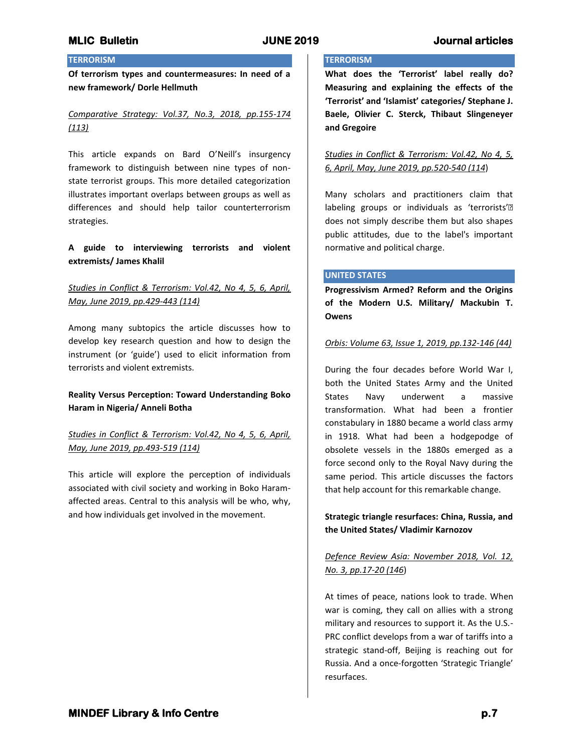## TERRORISM

**Of terrorism types and countermeasures: In need of a new framework/ Dorle Hellmuth**

*Comparative Strategy: Vol.37, No.3, 2018, pp.155-174 (113)*

This article expands on Bard O'Neill's insurgency framework to distinguish between nine types of non-state terrorist groups. This more detailed categorization illustrates important overlaps between groups as well as differences and should help tailor counterterrorism strategies.

**A guide to interviewing terrorists and violent extremists/ James Khalil**

*Studies in Conflict & Terrorism: Vol.42, No 4, 5, 6, April, May, June 2019, pp.429-443 (114)*

Among many subtopics the article discusses how to develop key research question and how to design the instrument (or 'guide') used to elicit information from terrorists and violent extremists.

**Reality Versus Perception: Toward Understanding Boko Haram in Nigeria/ Anneli Botha**

*Studies in Conflict & Terrorism: Vol.42, No 4, 5, 6, April, May, June 2019, pp.493-519 (114)*

This article will explore the perception of individuals associated with civil society and working in Boko Haram-affected areas. Central to this analysis will be who, why, and how individuals get involved in the movement.

## TERRORISM

**What does the 'Terrorist' label really do? Measuring and explaining the effects of the 'Terrorist' and 'Islamist' categories/ Stephane J. Baele, Olivier C. Sterck, Thibaut Slingeneyer and Gregoire**

*Studies in Conflict & Terrorism: Vol.42, No 4, 5, 6, April, May, June 2019, pp.520-540 (114)*

Many scholars and practitioners claim that labeling groups or individuals as 'terrorists' does not simply describe them but also shapes public attitudes, due to the label's important normative and political charge.

## UNITED STATES

**Progressivism Armed? Reform and the Origins of the Modern U.S. Military/ Mackubin T. Owens**

*Orbis: Volume 63, Issue 1, 2019, pp.132-146 (44)*

During the four decades before World War I, both the United States Army and the United States Navy underwent a massive transformation. What had been a frontier constabulary in 1880 became a world class army in 1918. What had been a hodgepodge of obsolete vessels in the 1880s emerged as a force second only to the Royal Navy during the same period. This article discusses the factors that help account for this remarkable change.

**Strategic triangle resurfaces: China, Russia, and the United States/ Vladimir Karnozov**

*Defence Review Asia: November 2018, Vol. 12, No. 3, pp.17-20 (146)*

At times of peace, nations look to trade. When war is coming, they call on allies with a strong military and resources to support it. As the U.S.-PRC conflict develops from a war of tariffs into a strategic stand-off, Beijing is reaching out for Russia. And a once-forgotten 'Strategic Triangle' resurfaces.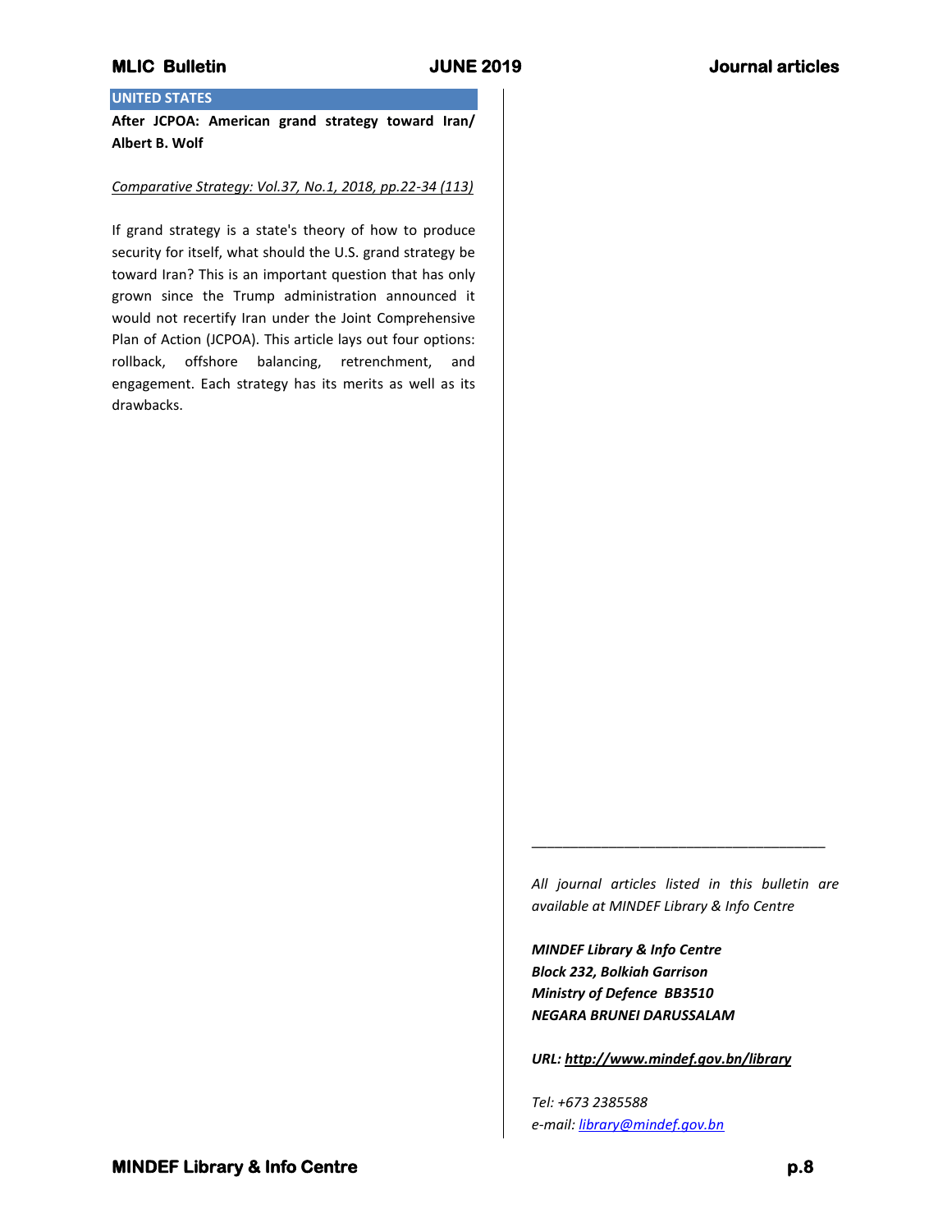## UNITED STATES

**After JCPOA: American grand strategy toward Iran/ Albert B. Wolf**

*Comparative Strategy: Vol.37, No.1, 2018, pp.22-34 (113)*

If grand strategy is a state's theory of how to produce security for itself, what should the U.S. grand strategy be toward Iran? This is an important question that has only grown since the Trump administration announced it would not recertify Iran under the Joint Comprehensive Plan of Action (JCPOA). This article lays out four options: rollback, offshore balancing, retrenchment, and engagement. Each strategy has its merits as well as its drawbacks.

---

*All journal articles listed in this bulletin are available at MINDEF Library & Info Centre*

***MINDEF Library & Info Centre***
***Block 232, Bolkiah Garrison***
***Ministry of Defence BB3510***
***NEGARA BRUNEI DARUSSALAM***

***URL: http://www.mindef.gov.bn/library***

*Tel: +673 2385588*
*e-mail: library@mindef.gov.bn*